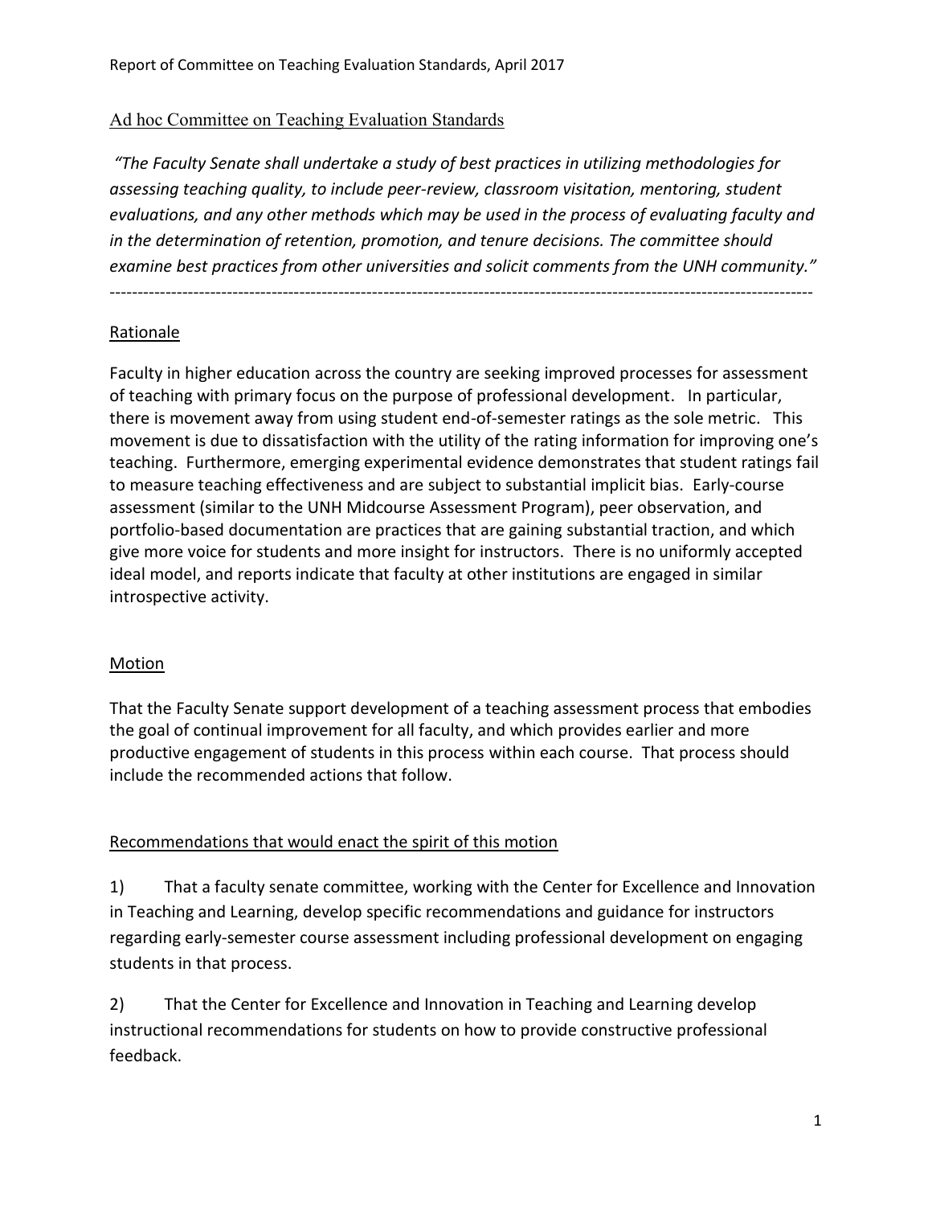## Ad hoc Committee on Teaching Evaluation Standards

*"The Faculty Senate shall undertake a study of best practices in utilizing methodologies for assessing teaching quality, to include peer-review, classroom visitation, mentoring, student evaluations, and any other methods which may be used in the process of evaluating faculty and in the determination of retention, promotion, and tenure decisions. The committee should examine best practices from other universities and solicit comments from the UNH community."*

---

### Rationale

Faculty in higher education across the country are seeking improved processes for assessment of teaching with primary focus on the purpose of professional development. In particular, there is movement away from using student end-of-semester ratings as the sole metric. This movement is due to dissatisfaction with the utility of the rating information for improving one's teaching. Furthermore, emerging experimental evidence demonstrates that student ratings fail to measure teaching effectiveness and are subject to substantial implicit bias. Early-course assessment (similar to the UNH Midcourse Assessment Program), peer observation, and portfolio-based documentation are practices that are gaining substantial traction, and which give more voice for students and more insight for instructors. There is no uniformly accepted ideal model, and reports indicate that faculty at other institutions are engaged in similar introspective activity.

### Motion

That the Faculty Senate support development of a teaching assessment process that embodies the goal of continual improvement for all faculty, and which provides earlier and more productive engagement of students in this process within each course. That process should include the recommended actions that follow.

### Recommendations that would enact the spirit of this motion

1) That a faculty senate committee, working with the Center for Excellence and Innovation in Teaching and Learning, develop specific recommendations and guidance for instructors regarding early-semester course assessment including professional development on engaging students in that process.

2) That the Center for Excellence and Innovation in Teaching and Learning develop instructional recommendations for students on how to provide constructive professional feedback.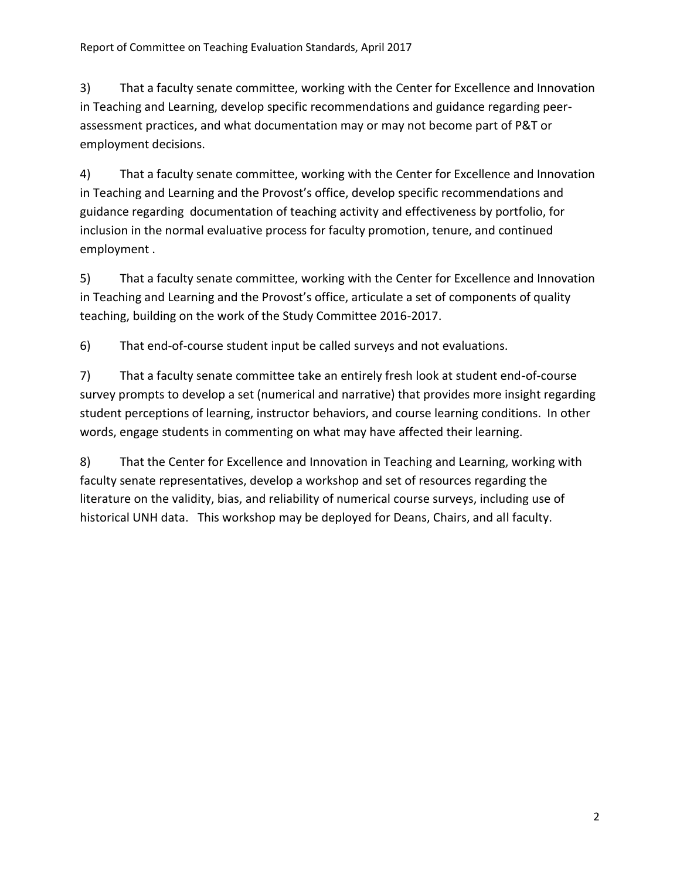3) That a faculty senate committee, working with the Center for Excellence and Innovation in Teaching and Learning, develop specific recommendations and guidance regarding peer-assessment practices, and what documentation may or may not become part of P&T or employment decisions.

4) That a faculty senate committee, working with the Center for Excellence and Innovation in Teaching and Learning and the Provost's office, develop specific recommendations and guidance regarding documentation of teaching activity and effectiveness by portfolio, for inclusion in the normal evaluative process for faculty promotion, tenure, and continued employment .

5) That a faculty senate committee, working with the Center for Excellence and Innovation in Teaching and Learning and the Provost's office, articulate a set of components of quality teaching, building on the work of the Study Committee 2016-2017.

6) That end-of-course student input be called surveys and not evaluations.

7) That a faculty senate committee take an entirely fresh look at student end-of-course survey prompts to develop a set (numerical and narrative) that provides more insight regarding student perceptions of learning, instructor behaviors, and course learning conditions. In other words, engage students in commenting on what may have affected their learning.

8) That the Center for Excellence and Innovation in Teaching and Learning, working with faculty senate representatives, develop a workshop and set of resources regarding the literature on the validity, bias, and reliability of numerical course surveys, including use of historical UNH data. This workshop may be deployed for Deans, Chairs, and all faculty.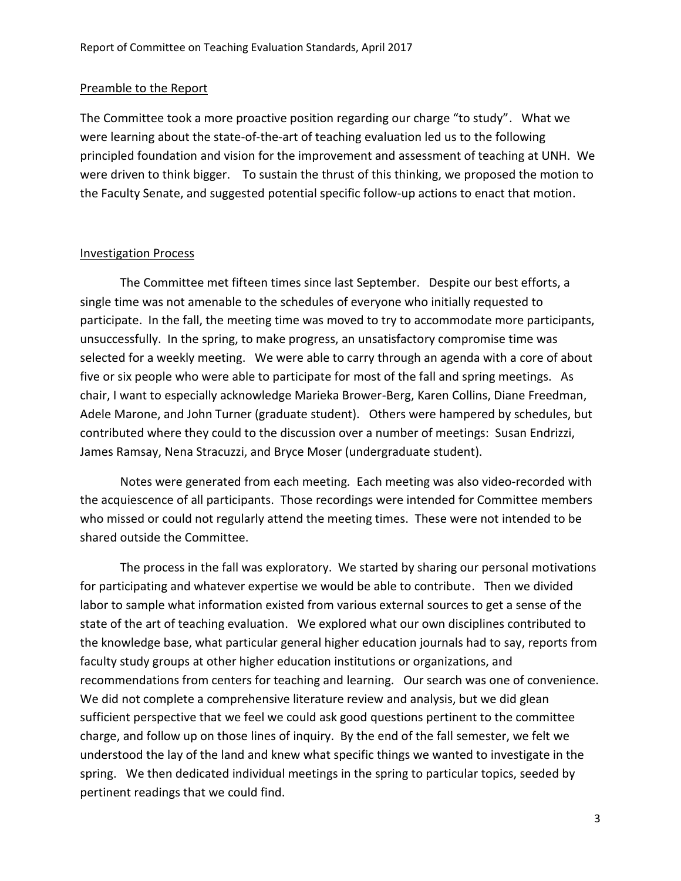## Preamble to the Report

The Committee took a more proactive position regarding our charge "to study". What we were learning about the state-of-the-art of teaching evaluation led us to the following principled foundation and vision for the improvement and assessment of teaching at UNH. We were driven to think bigger. To sustain the thrust of this thinking, we proposed the motion to the Faculty Senate, and suggested potential specific follow-up actions to enact that motion.

## Investigation Process

The Committee met fifteen times since last September. Despite our best efforts, a single time was not amenable to the schedules of everyone who initially requested to participate. In the fall, the meeting time was moved to try to accommodate more participants, unsuccessfully. In the spring, to make progress, an unsatisfactory compromise time was selected for a weekly meeting. We were able to carry through an agenda with a core of about five or six people who were able to participate for most of the fall and spring meetings. As chair, I want to especially acknowledge Marieka Brower-Berg, Karen Collins, Diane Freedman, Adele Marone, and John Turner (graduate student). Others were hampered by schedules, but contributed where they could to the discussion over a number of meetings: Susan Endrizzi, James Ramsay, Nena Stracuzzi, and Bryce Moser (undergraduate student).

Notes were generated from each meeting. Each meeting was also video-recorded with the acquiescence of all participants. Those recordings were intended for Committee members who missed or could not regularly attend the meeting times. These were not intended to be shared outside the Committee.

The process in the fall was exploratory. We started by sharing our personal motivations for participating and whatever expertise we would be able to contribute. Then we divided labor to sample what information existed from various external sources to get a sense of the state of the art of teaching evaluation. We explored what our own disciplines contributed to the knowledge base, what particular general higher education journals had to say, reports from faculty study groups at other higher education institutions or organizations, and recommendations from centers for teaching and learning. Our search was one of convenience. We did not complete a comprehensive literature review and analysis, but we did glean sufficient perspective that we feel we could ask good questions pertinent to the committee charge, and follow up on those lines of inquiry. By the end of the fall semester, we felt we understood the lay of the land and knew what specific things we wanted to investigate in the spring. We then dedicated individual meetings in the spring to particular topics, seeded by pertinent readings that we could find.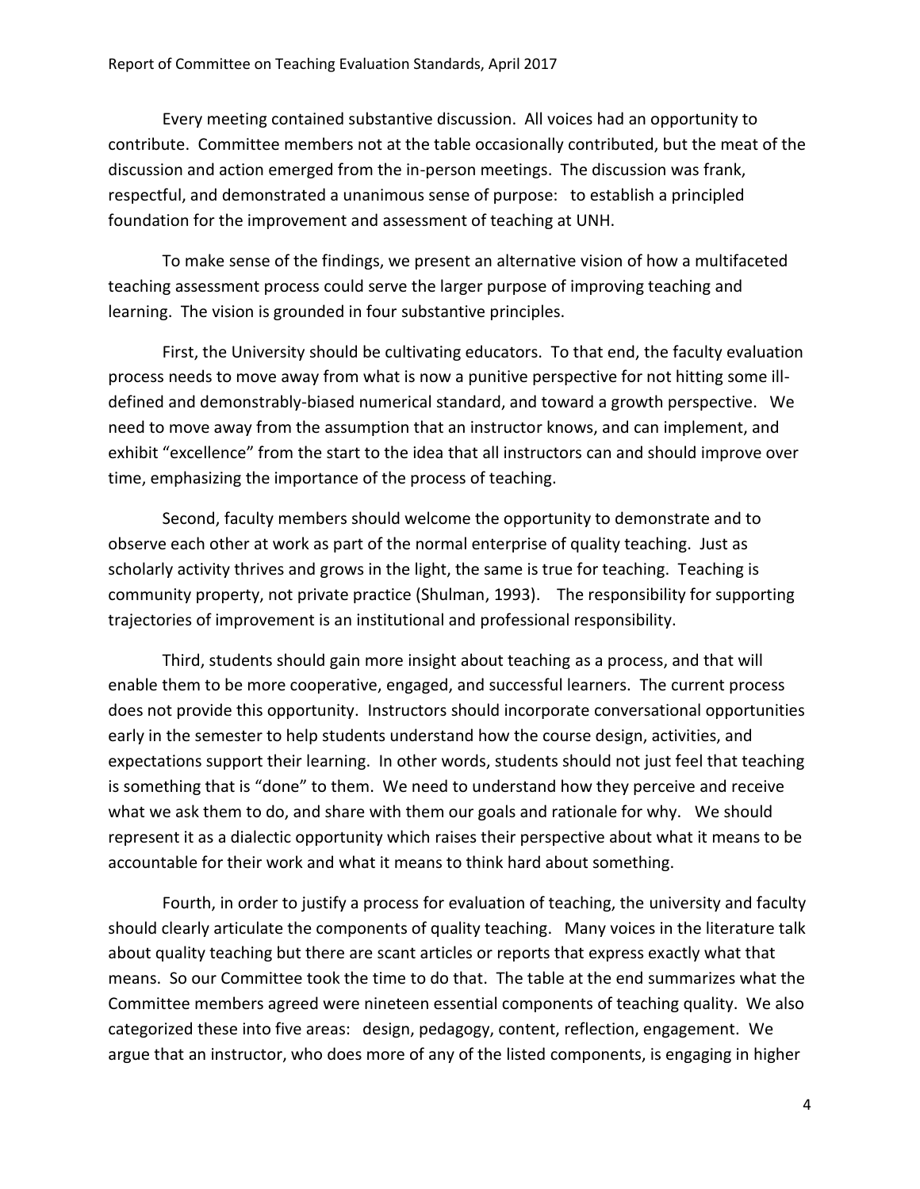Every meeting contained substantive discussion. All voices had an opportunity to contribute. Committee members not at the table occasionally contributed, but the meat of the discussion and action emerged from the in-person meetings. The discussion was frank, respectful, and demonstrated a unanimous sense of purpose: to establish a principled foundation for the improvement and assessment of teaching at UNH.

To make sense of the findings, we present an alternative vision of how a multifaceted teaching assessment process could serve the larger purpose of improving teaching and learning. The vision is grounded in four substantive principles.

First, the University should be cultivating educators. To that end, the faculty evaluation process needs to move away from what is now a punitive perspective for not hitting some ill-defined and demonstrably-biased numerical standard, and toward a growth perspective. We need to move away from the assumption that an instructor knows, and can implement, and exhibit "excellence" from the start to the idea that all instructors can and should improve over time, emphasizing the importance of the process of teaching.

Second, faculty members should welcome the opportunity to demonstrate and to observe each other at work as part of the normal enterprise of quality teaching. Just as scholarly activity thrives and grows in the light, the same is true for teaching. Teaching is community property, not private practice (Shulman, 1993). The responsibility for supporting trajectories of improvement is an institutional and professional responsibility.

Third, students should gain more insight about teaching as a process, and that will enable them to be more cooperative, engaged, and successful learners. The current process does not provide this opportunity. Instructors should incorporate conversational opportunities early in the semester to help students understand how the course design, activities, and expectations support their learning. In other words, students should not just feel that teaching is something that is "done" to them. We need to understand how they perceive and receive what we ask them to do, and share with them our goals and rationale for why. We should represent it as a dialectic opportunity which raises their perspective about what it means to be accountable for their work and what it means to think hard about something.

Fourth, in order to justify a process for evaluation of teaching, the university and faculty should clearly articulate the components of quality teaching. Many voices in the literature talk about quality teaching but there are scant articles or reports that express exactly what that means. So our Committee took the time to do that. The table at the end summarizes what the Committee members agreed were nineteen essential components of teaching quality. We also categorized these into five areas: design, pedagogy, content, reflection, engagement. We argue that an instructor, who does more of any of the listed components, is engaging in higher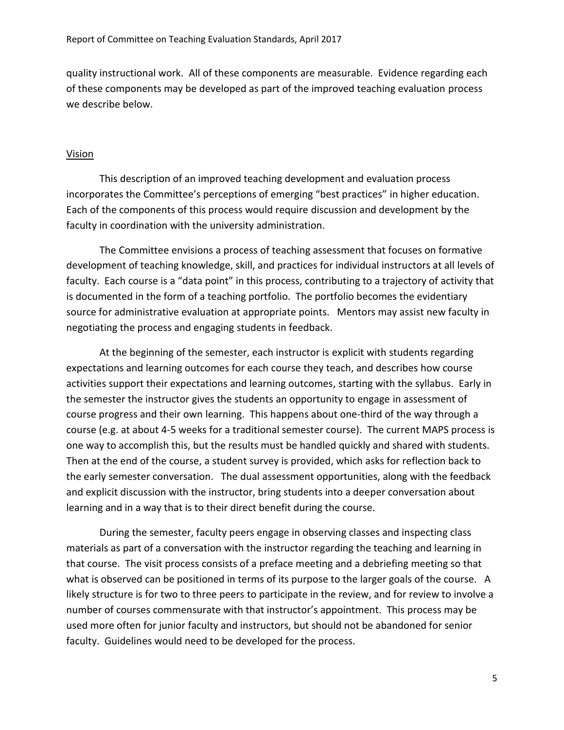quality instructional work. All of these components are measurable. Evidence regarding each of these components may be developed as part of the improved teaching evaluation process we describe below.

## Vision

This description of an improved teaching development and evaluation process incorporates the Committee's perceptions of emerging "best practices" in higher education. Each of the components of this process would require discussion and development by the faculty in coordination with the university administration.

The Committee envisions a process of teaching assessment that focuses on formative development of teaching knowledge, skill, and practices for individual instructors at all levels of faculty. Each course is a "data point" in this process, contributing to a trajectory of activity that is documented in the form of a teaching portfolio. The portfolio becomes the evidentiary source for administrative evaluation at appropriate points. Mentors may assist new faculty in negotiating the process and engaging students in feedback.

At the beginning of the semester, each instructor is explicit with students regarding expectations and learning outcomes for each course they teach, and describes how course activities support their expectations and learning outcomes, starting with the syllabus. Early in the semester the instructor gives the students an opportunity to engage in assessment of course progress and their own learning. This happens about one-third of the way through a course (e.g. at about 4-5 weeks for a traditional semester course). The current MAPS process is one way to accomplish this, but the results must be handled quickly and shared with students. Then at the end of the course, a student survey is provided, which asks for reflection back to the early semester conversation. The dual assessment opportunities, along with the feedback and explicit discussion with the instructor, bring students into a deeper conversation about learning and in a way that is to their direct benefit during the course.

During the semester, faculty peers engage in observing classes and inspecting class materials as part of a conversation with the instructor regarding the teaching and learning in that course. The visit process consists of a preface meeting and a debriefing meeting so that what is observed can be positioned in terms of its purpose to the larger goals of the course. A likely structure is for two to three peers to participate in the review, and for review to involve a number of courses commensurate with that instructor's appointment. This process may be used more often for junior faculty and instructors, but should not be abandoned for senior faculty. Guidelines would need to be developed for the process.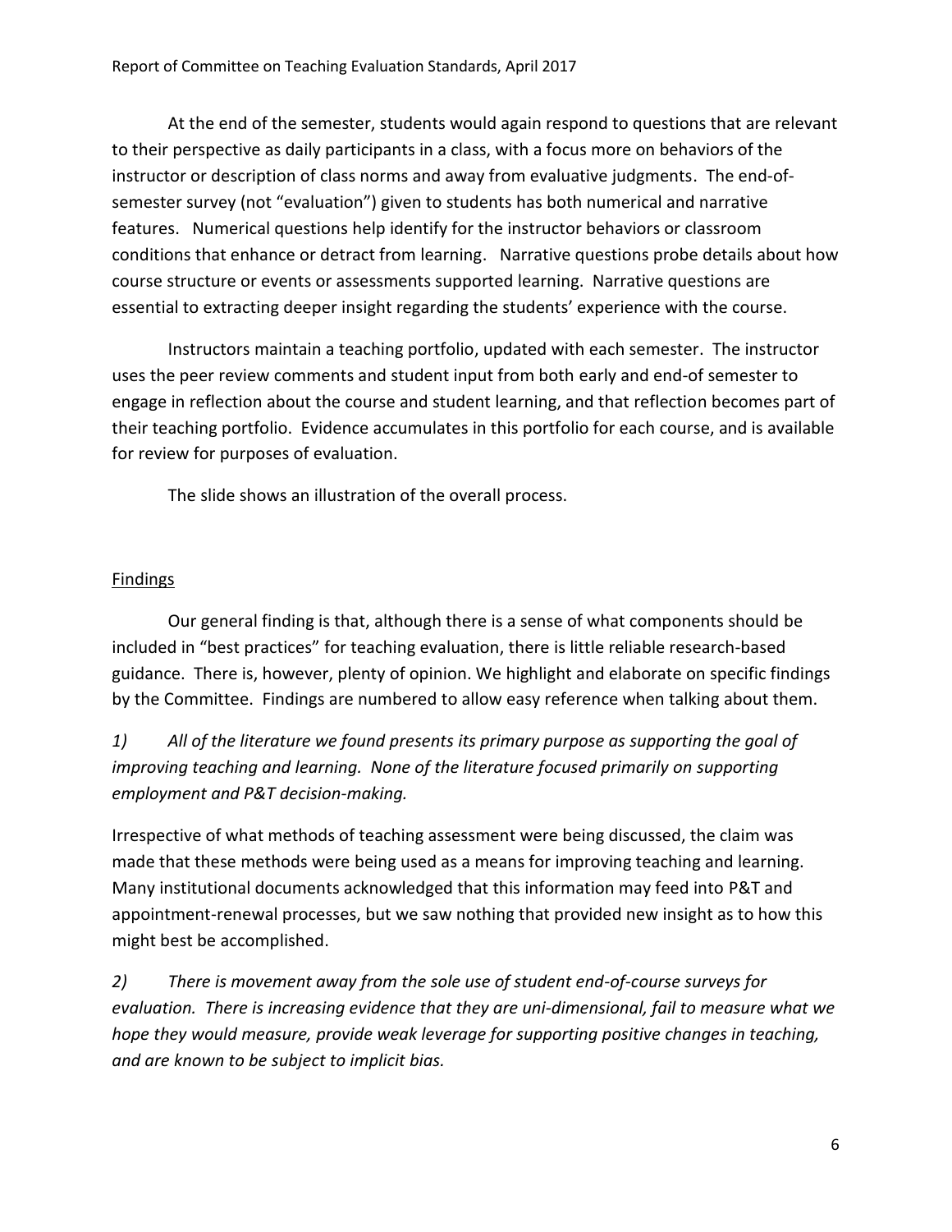At the end of the semester, students would again respond to questions that are relevant to their perspective as daily participants in a class, with a focus more on behaviors of the instructor or description of class norms and away from evaluative judgments. The end-of-semester survey (not "evaluation") given to students has both numerical and narrative features. Numerical questions help identify for the instructor behaviors or classroom conditions that enhance or detract from learning. Narrative questions probe details about how course structure or events or assessments supported learning. Narrative questions are essential to extracting deeper insight regarding the students' experience with the course.

Instructors maintain a teaching portfolio, updated with each semester. The instructor uses the peer review comments and student input from both early and end-of semester to engage in reflection about the course and student learning, and that reflection becomes part of their teaching portfolio. Evidence accumulates in this portfolio for each course, and is available for review for purposes of evaluation.

The slide shows an illustration of the overall process.

## Findings

Our general finding is that, although there is a sense of what components should be included in "best practices" for teaching evaluation, there is little reliable research-based guidance. There is, however, plenty of opinion. We highlight and elaborate on specific findings by the Committee. Findings are numbered to allow easy reference when talking about them.

*1) All of the literature we found presents its primary purpose as supporting the goal of improving teaching and learning. None of the literature focused primarily on supporting employment and P&T decision-making.*

Irrespective of what methods of teaching assessment were being discussed, the claim was made that these methods were being used as a means for improving teaching and learning. Many institutional documents acknowledged that this information may feed into P&T and appointment-renewal processes, but we saw nothing that provided new insight as to how this might best be accomplished.

*2) There is movement away from the sole use of student end-of-course surveys for evaluation. There is increasing evidence that they are uni-dimensional, fail to measure what we hope they would measure, provide weak leverage for supporting positive changes in teaching, and are known to be subject to implicit bias.*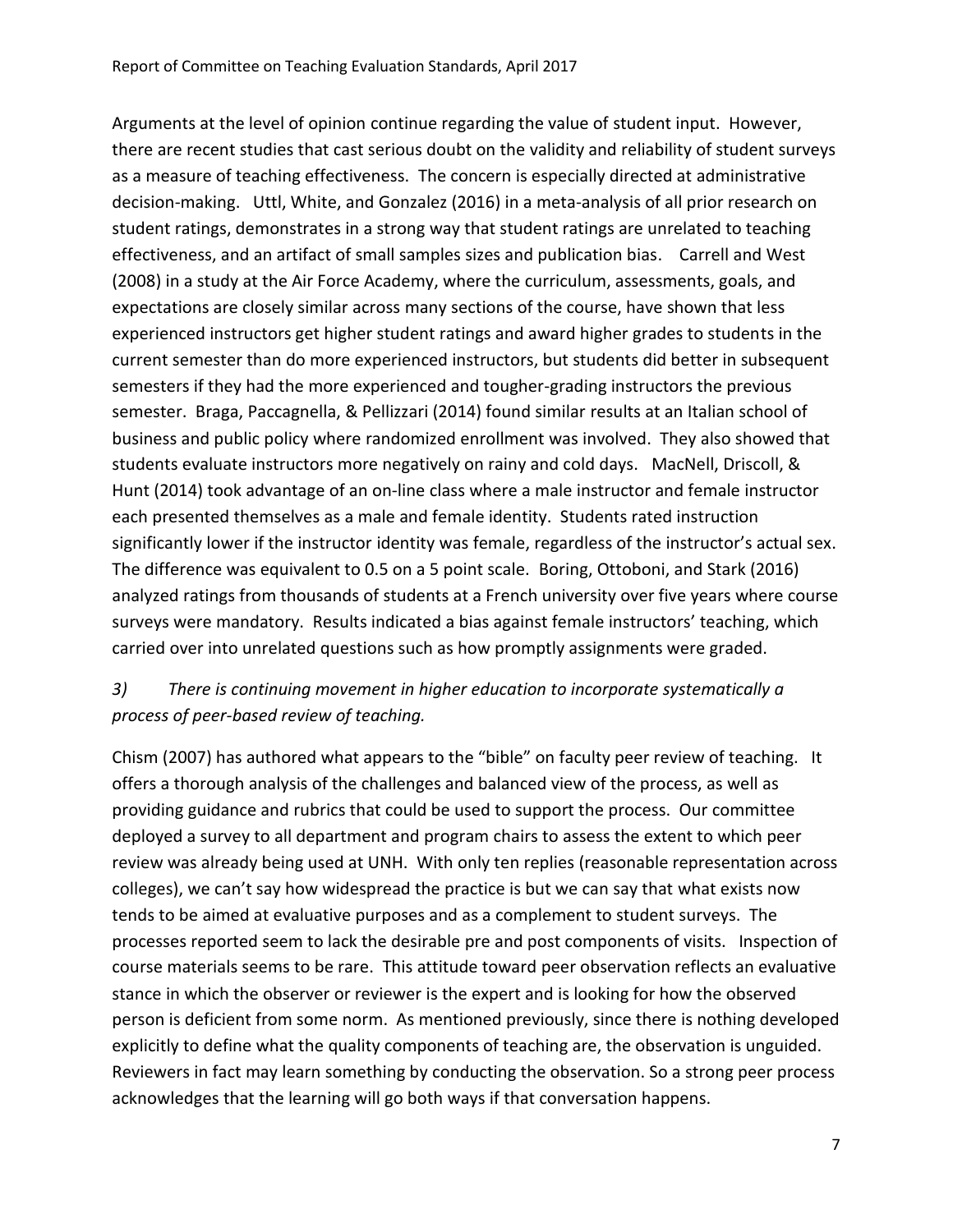Arguments at the level of opinion continue regarding the value of student input. However, there are recent studies that cast serious doubt on the validity and reliability of student surveys as a measure of teaching effectiveness. The concern is especially directed at administrative decision-making. Uttl, White, and Gonzalez (2016) in a meta-analysis of all prior research on student ratings, demonstrates in a strong way that student ratings are unrelated to teaching effectiveness, and an artifact of small samples sizes and publication bias. Carrell and West (2008) in a study at the Air Force Academy, where the curriculum, assessments, goals, and expectations are closely similar across many sections of the course, have shown that less experienced instructors get higher student ratings and award higher grades to students in the current semester than do more experienced instructors, but students did better in subsequent semesters if they had the more experienced and tougher-grading instructors the previous semester. Braga, Paccagnella, & Pellizzari (2014) found similar results at an Italian school of business and public policy where randomized enrollment was involved. They also showed that students evaluate instructors more negatively on rainy and cold days. MacNell, Driscoll, & Hunt (2014) took advantage of an on-line class where a male instructor and female instructor each presented themselves as a male and female identity. Students rated instruction significantly lower if the instructor identity was female, regardless of the instructor's actual sex. The difference was equivalent to 0.5 on a 5 point scale. Boring, Ottoboni, and Stark (2016) analyzed ratings from thousands of students at a French university over five years where course surveys were mandatory. Results indicated a bias against female instructors' teaching, which carried over into unrelated questions such as how promptly assignments were graded.

*3) There is continuing movement in higher education to incorporate systematically a process of peer-based review of teaching.*

Chism (2007) has authored what appears to the "bible" on faculty peer review of teaching. It offers a thorough analysis of the challenges and balanced view of the process, as well as providing guidance and rubrics that could be used to support the process. Our committee deployed a survey to all department and program chairs to assess the extent to which peer review was already being used at UNH. With only ten replies (reasonable representation across colleges), we can't say how widespread the practice is but we can say that what exists now tends to be aimed at evaluative purposes and as a complement to student surveys. The processes reported seem to lack the desirable pre and post components of visits. Inspection of course materials seems to be rare. This attitude toward peer observation reflects an evaluative stance in which the observer or reviewer is the expert and is looking for how the observed person is deficient from some norm. As mentioned previously, since there is nothing developed explicitly to define what the quality components of teaching are, the observation is unguided. Reviewers in fact may learn something by conducting the observation. So a strong peer process acknowledges that the learning will go both ways if that conversation happens.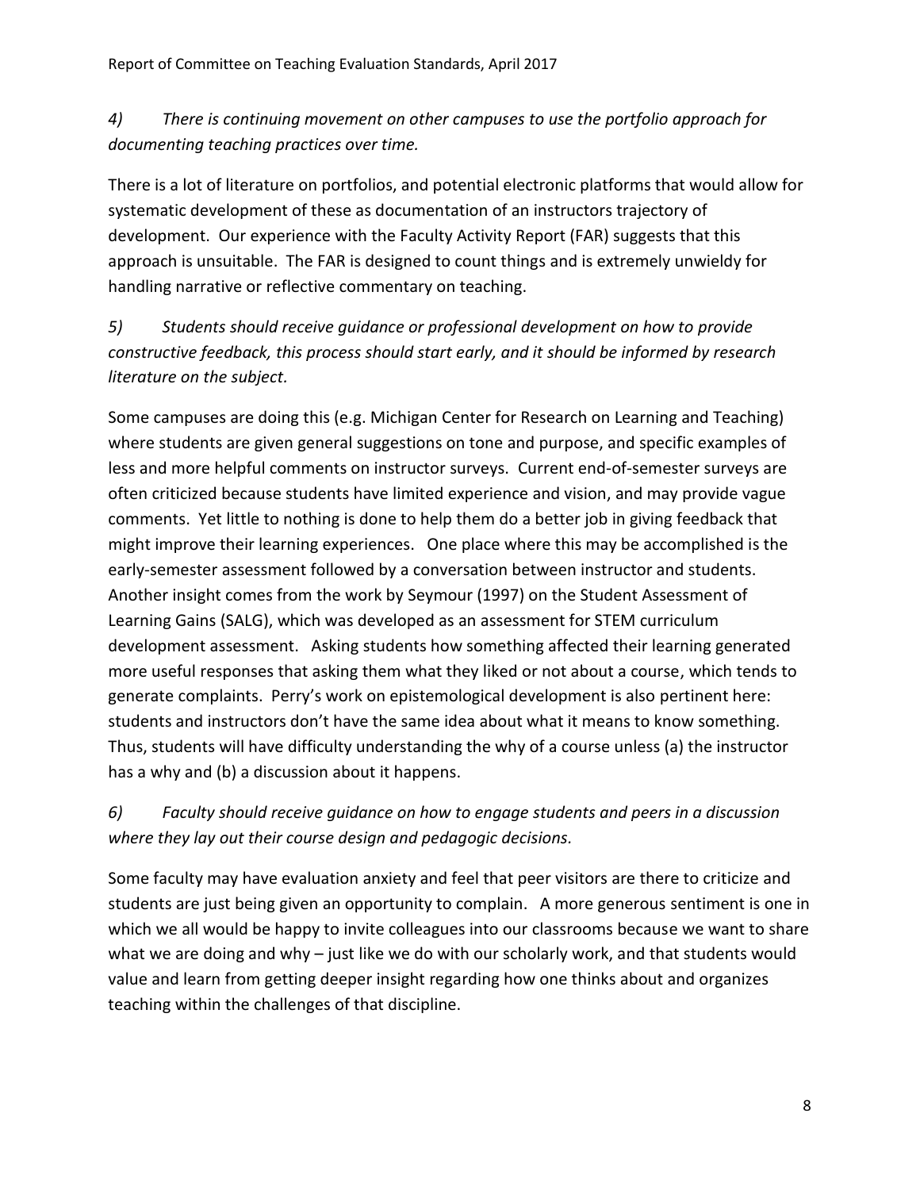*4) There is continuing movement on other campuses to use the portfolio approach for documenting teaching practices over time.*

There is a lot of literature on portfolios, and potential electronic platforms that would allow for systematic development of these as documentation of an instructors trajectory of development. Our experience with the Faculty Activity Report (FAR) suggests that this approach is unsuitable. The FAR is designed to count things and is extremely unwieldy for handling narrative or reflective commentary on teaching.

*5) Students should receive guidance or professional development on how to provide constructive feedback, this process should start early, and it should be informed by research literature on the subject.*

Some campuses are doing this (e.g. Michigan Center for Research on Learning and Teaching) where students are given general suggestions on tone and purpose, and specific examples of less and more helpful comments on instructor surveys. Current end-of-semester surveys are often criticized because students have limited experience and vision, and may provide vague comments. Yet little to nothing is done to help them do a better job in giving feedback that might improve their learning experiences. One place where this may be accomplished is the early-semester assessment followed by a conversation between instructor and students. Another insight comes from the work by Seymour (1997) on the Student Assessment of Learning Gains (SALG), which was developed as an assessment for STEM curriculum development assessment. Asking students how something affected their learning generated more useful responses that asking them what they liked or not about a course, which tends to generate complaints. Perry's work on epistemological development is also pertinent here: students and instructors don't have the same idea about what it means to know something. Thus, students will have difficulty understanding the why of a course unless (a) the instructor has a why and (b) a discussion about it happens.

*6) Faculty should receive guidance on how to engage students and peers in a discussion where they lay out their course design and pedagogic decisions.*

Some faculty may have evaluation anxiety and feel that peer visitors are there to criticize and students are just being given an opportunity to complain. A more generous sentiment is one in which we all would be happy to invite colleagues into our classrooms because we want to share what we are doing and why – just like we do with our scholarly work, and that students would value and learn from getting deeper insight regarding how one thinks about and organizes teaching within the challenges of that discipline.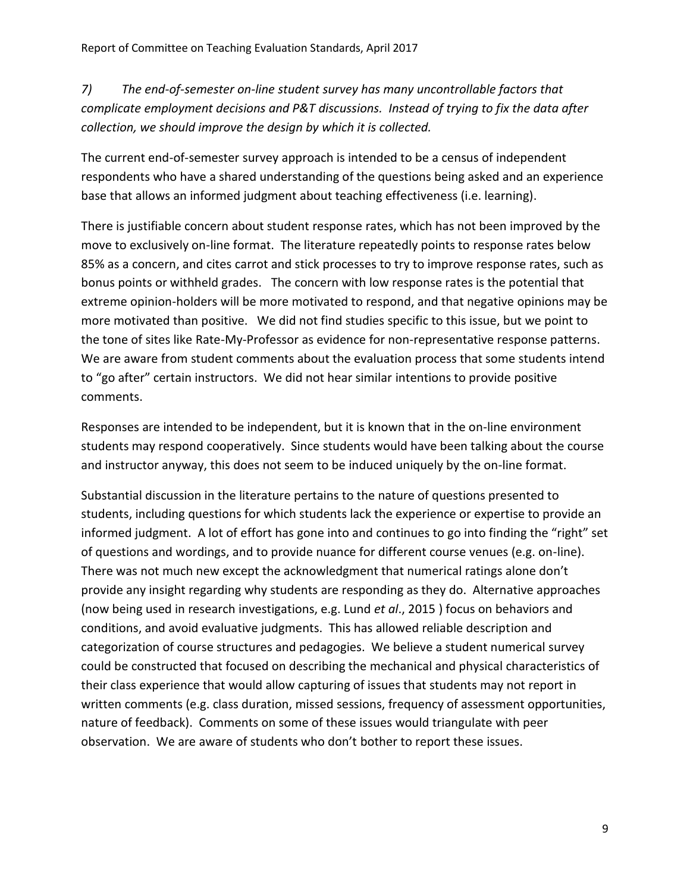*7) The end-of-semester on-line student survey has many uncontrollable factors that complicate employment decisions and P&T discussions. Instead of trying to fix the data after collection, we should improve the design by which it is collected.*

The current end-of-semester survey approach is intended to be a census of independent respondents who have a shared understanding of the questions being asked and an experience base that allows an informed judgment about teaching effectiveness (i.e. learning).

There is justifiable concern about student response rates, which has not been improved by the move to exclusively on-line format. The literature repeatedly points to response rates below 85% as a concern, and cites carrot and stick processes to try to improve response rates, such as bonus points or withheld grades. The concern with low response rates is the potential that extreme opinion-holders will be more motivated to respond, and that negative opinions may be more motivated than positive. We did not find studies specific to this issue, but we point to the tone of sites like Rate-My-Professor as evidence for non-representative response patterns. We are aware from student comments about the evaluation process that some students intend to "go after" certain instructors. We did not hear similar intentions to provide positive comments.

Responses are intended to be independent, but it is known that in the on-line environment students may respond cooperatively. Since students would have been talking about the course and instructor anyway, this does not seem to be induced uniquely by the on-line format.

Substantial discussion in the literature pertains to the nature of questions presented to students, including questions for which students lack the experience or expertise to provide an informed judgment. A lot of effort has gone into and continues to go into finding the "right" set of questions and wordings, and to provide nuance for different course venues (e.g. on-line). There was not much new except the acknowledgment that numerical ratings alone don't provide any insight regarding why students are responding as they do. Alternative approaches (now being used in research investigations, e.g. Lund *et al*., 2015 ) focus on behaviors and conditions, and avoid evaluative judgments. This has allowed reliable description and categorization of course structures and pedagogies. We believe a student numerical survey could be constructed that focused on describing the mechanical and physical characteristics of their class experience that would allow capturing of issues that students may not report in written comments (e.g. class duration, missed sessions, frequency of assessment opportunities, nature of feedback). Comments on some of these issues would triangulate with peer observation. We are aware of students who don't bother to report these issues.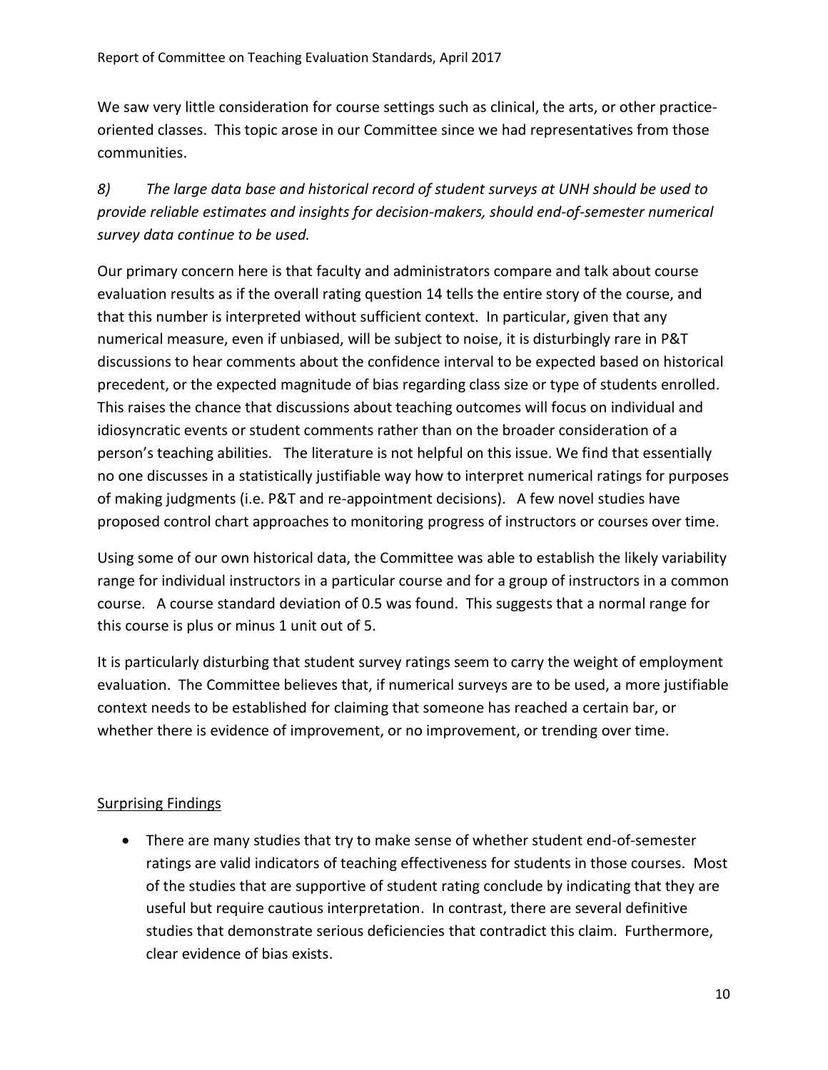We saw very little consideration for course settings such as clinical, the arts, or other practice-oriented classes. This topic arose in our Committee since we had representatives from those communities.

*8) The large data base and historical record of student surveys at UNH should be used to provide reliable estimates and insights for decision-makers, should end-of-semester numerical survey data continue to be used.*

Our primary concern here is that faculty and administrators compare and talk about course evaluation results as if the overall rating question 14 tells the entire story of the course, and that this number is interpreted without sufficient context. In particular, given that any numerical measure, even if unbiased, will be subject to noise, it is disturbingly rare in P&T discussions to hear comments about the confidence interval to be expected based on historical precedent, or the expected magnitude of bias regarding class size or type of students enrolled. This raises the chance that discussions about teaching outcomes will focus on individual and idiosyncratic events or student comments rather than on the broader consideration of a person's teaching abilities. The literature is not helpful on this issue. We find that essentially no one discusses in a statistically justifiable way how to interpret numerical ratings for purposes of making judgments (i.e. P&T and re-appointment decisions). A few novel studies have proposed control chart approaches to monitoring progress of instructors or courses over time.

Using some of our own historical data, the Committee was able to establish the likely variability range for individual instructors in a particular course and for a group of instructors in a common course. A course standard deviation of 0.5 was found. This suggests that a normal range for this course is plus or minus 1 unit out of 5.

It is particularly disturbing that student survey ratings seem to carry the weight of employment evaluation. The Committee believes that, if numerical surveys are to be used, a more justifiable context needs to be established for claiming that someone has reached a certain bar, or whether there is evidence of improvement, or no improvement, or trending over time.

## Surprising Findings

- There are many studies that try to make sense of whether student end-of-semester ratings are valid indicators of teaching effectiveness for students in those courses. Most of the studies that are supportive of student rating conclude by indicating that they are useful but require cautious interpretation. In contrast, there are several definitive studies that demonstrate serious deficiencies that contradict this claim. Furthermore, clear evidence of bias exists.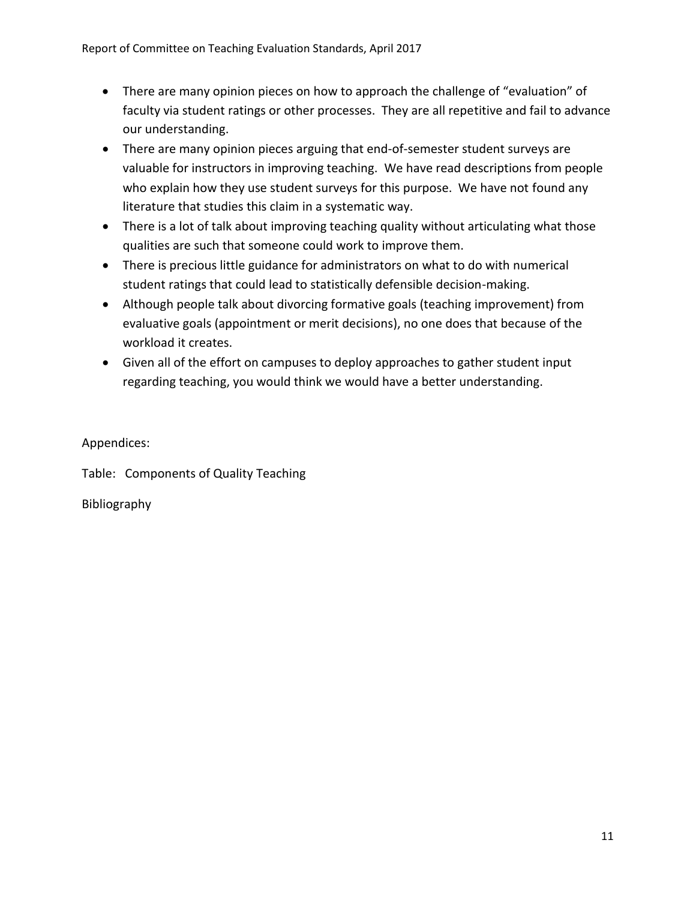- There are many opinion pieces on how to approach the challenge of "evaluation" of faculty via student ratings or other processes. They are all repetitive and fail to advance our understanding.
- There are many opinion pieces arguing that end-of-semester student surveys are valuable for instructors in improving teaching. We have read descriptions from people who explain how they use student surveys for this purpose. We have not found any literature that studies this claim in a systematic way.
- There is a lot of talk about improving teaching quality without articulating what those qualities are such that someone could work to improve them.
- There is precious little guidance for administrators on what to do with numerical student ratings that could lead to statistically defensible decision-making.
- Although people talk about divorcing formative goals (teaching improvement) from evaluative goals (appointment or merit decisions), no one does that because of the workload it creates.
- Given all of the effort on campuses to deploy approaches to gather student input regarding teaching, you would think we would have a better understanding.

Appendices:

Table: Components of Quality Teaching

Bibliography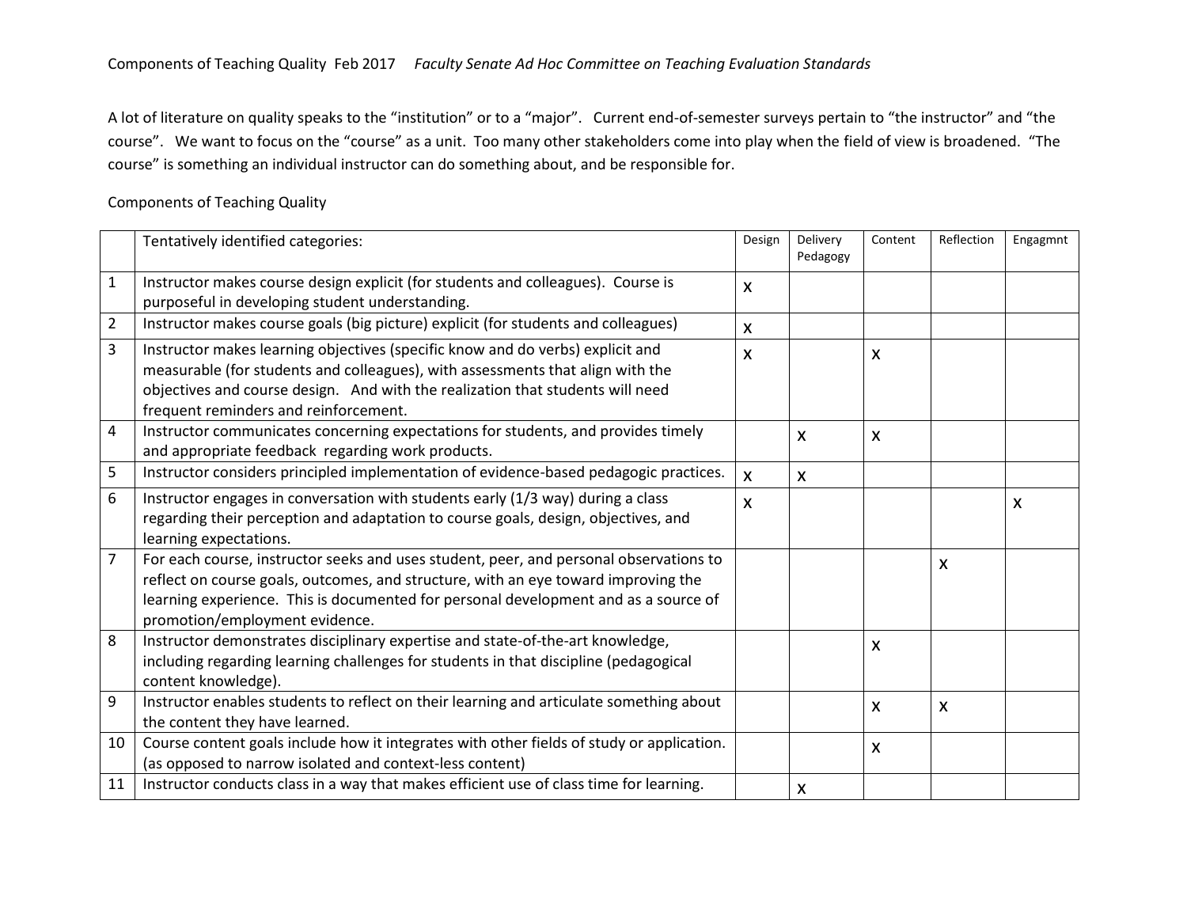Components of Teaching Quality Feb 2017 *Faculty Senate Ad Hoc Committee on Teaching Evaluation Standards*

A lot of literature on quality speaks to the "institution" or to a "major". Current end-of-semester surveys pertain to "the instructor" and "the course". We want to focus on the "course" as a unit. Too many other stakeholders come into play when the field of view is broadened. "The course" is something an individual instructor can do something about, and be responsible for.

Components of Teaching Quality

| | Tentatively identified categories: | Design | Delivery Pedagogy | Content | Reflection | Engagmnt |
|---|---|---|---|---|---|---|
| 1 | Instructor makes course design explicit (for students and colleagues). Course is purposeful in developing student understanding. | x | | | | |
| 2 | Instructor makes course goals (big picture) explicit (for students and colleagues) | x | | | | |
| 3 | Instructor makes learning objectives (specific know and do verbs) explicit and measurable (for students and colleagues), with assessments that align with the objectives and course design. And with the realization that students will need frequent reminders and reinforcement. | x | | x | | |
| 4 | Instructor communicates concerning expectations for students, and provides timely and appropriate feedback regarding work products. | | x | x | | |
| 5 | Instructor considers principled implementation of evidence-based pedagogic practices. | x | x | | | |
| 6 | Instructor engages in conversation with students early (1/3 way) during a class regarding their perception and adaptation to course goals, design, objectives, and learning expectations. | x | | | | x |
| 7 | For each course, instructor seeks and uses student, peer, and personal observations to reflect on course goals, outcomes, and structure, with an eye toward improving the learning experience. This is documented for personal development and as a source of promotion/employment evidence. | | | | x | |
| 8 | Instructor demonstrates disciplinary expertise and state-of-the-art knowledge, including regarding learning challenges for students in that discipline (pedagogical content knowledge). | | | x | | |
| 9 | Instructor enables students to reflect on their learning and articulate something about the content they have learned. | | | x | x | |
| 10 | Course content goals include how it integrates with other fields of study or application. (as opposed to narrow isolated and context-less content) | | | x | | |
| 11 | Instructor conducts class in a way that makes efficient use of class time for learning. | | x | | | |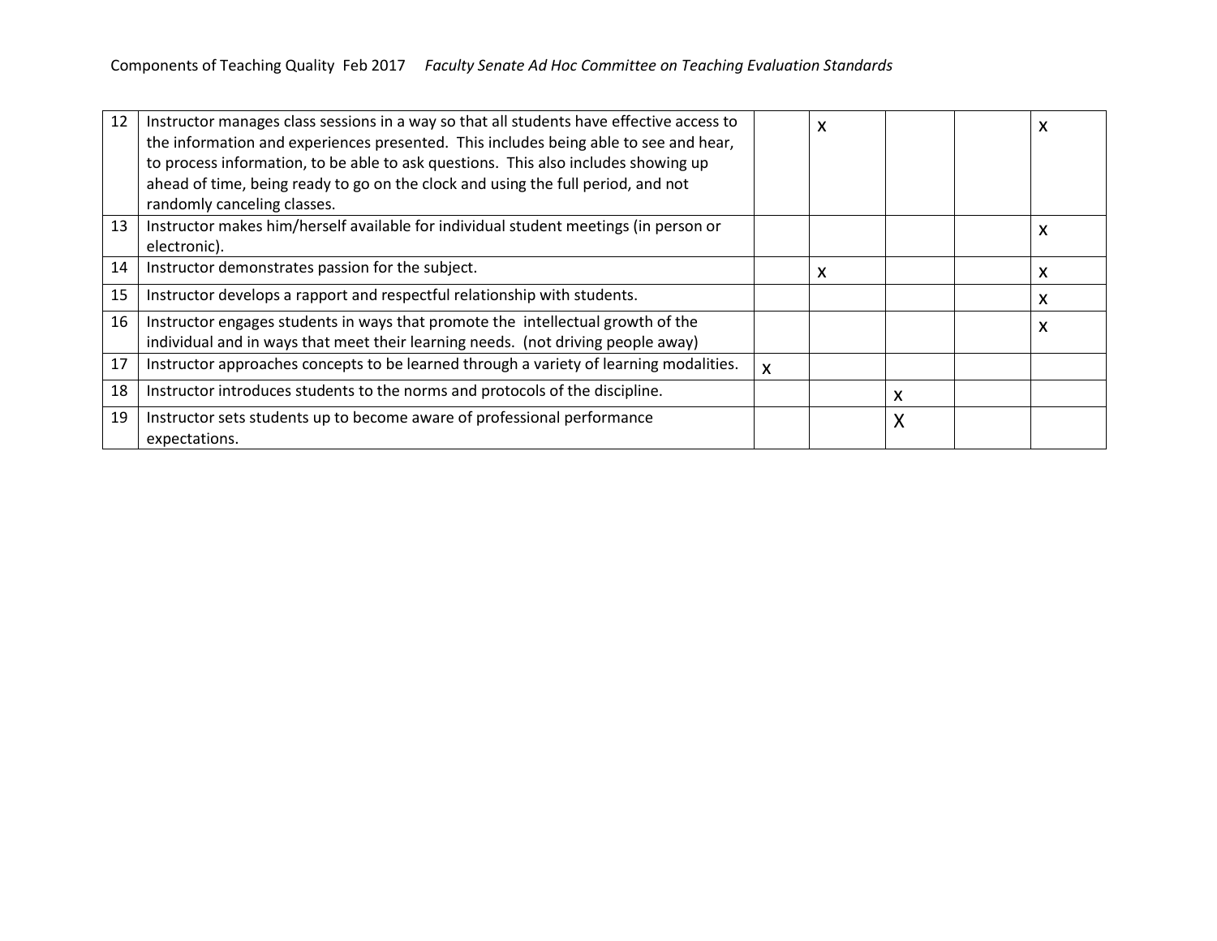| | | | | | | |
|---|---|---|---|---|---|---|
| 12 | Instructor manages class sessions in a way so that all students have effective access to the information and experiences presented. This includes being able to see and hear, to process information, to be able to ask questions. This also includes showing up ahead of time, being ready to go on the clock and using the full period, and not randomly canceling classes. | | x | | | x |
| 13 | Instructor makes him/herself available for individual student meetings (in person or electronic). | | | | | x |
| 14 | Instructor demonstrates passion for the subject. | | x | | | x |
| 15 | Instructor develops a rapport and respectful relationship with students. | | | | | x |
| 16 | Instructor engages students in ways that promote the intellectual growth of the individual and in ways that meet their learning needs. (not driving people away) | | | | | x |
| 17 | Instructor approaches concepts to be learned through a variety of learning modalities. | x | | | | |
| 18 | Instructor introduces students to the norms and protocols of the discipline. | | | x | | |
| 19 | Instructor sets students up to become aware of professional performance expectations. | | | X | | |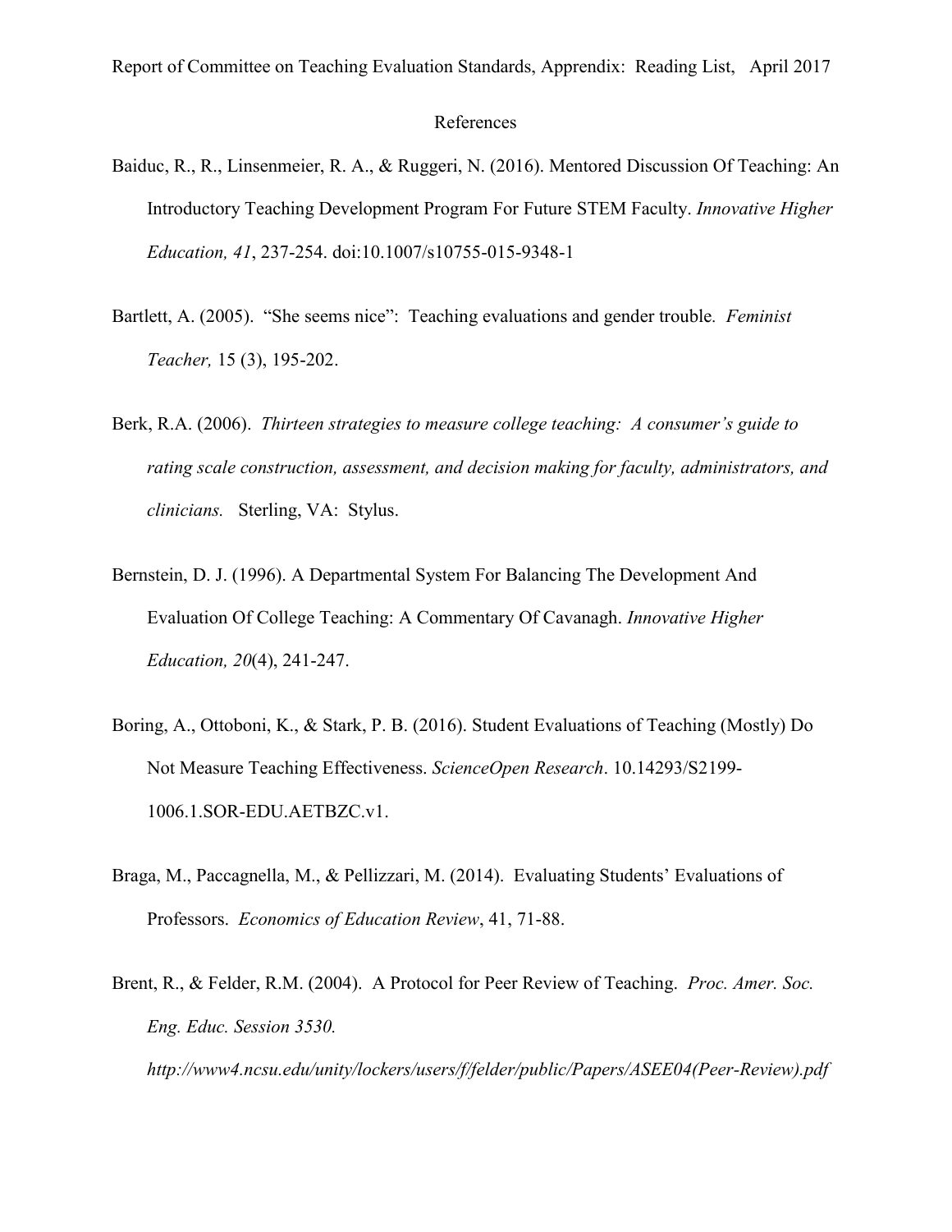Report of Committee on Teaching Evaluation Standards, Apprendix: Reading List, April 2017

References

Baiduc, R., R., Linsenmeier, R. A., & Ruggeri, N. (2016). Mentored Discussion Of Teaching: An Introductory Teaching Development Program For Future STEM Faculty. *Innovative Higher Education, 41*, 237-254. doi:10.1007/s10755-015-9348-1

Bartlett, A. (2005). "She seems nice": Teaching evaluations and gender trouble. *Feminist Teacher,* 15 (3), 195-202.

Berk, R.A. (2006). *Thirteen strategies to measure college teaching: A consumer's guide to rating scale construction, assessment, and decision making for faculty, administrators, and clinicians.* Sterling, VA: Stylus.

Bernstein, D. J. (1996). A Departmental System For Balancing The Development And Evaluation Of College Teaching: A Commentary Of Cavanagh. *Innovative Higher Education, 20*(4), 241-247.

Boring, A., Ottoboni, K., & Stark, P. B. (2016). Student Evaluations of Teaching (Mostly) Do Not Measure Teaching Effectiveness. *ScienceOpen Research*. 10.14293/S2199-1006.1.SOR-EDU.AETBZC.v1.

Braga, M., Paccagnella, M., & Pellizzari, M. (2014). Evaluating Students' Evaluations of Professors. *Economics of Education Review*, 41, 71-88.

Brent, R., & Felder, R.M. (2004). A Protocol for Peer Review of Teaching. *Proc. Amer. Soc. Eng. Educ. Session 3530. http://www4.ncsu.edu/unity/lockers/users/f/felder/public/Papers/ASEE04(Peer-Review).pdf*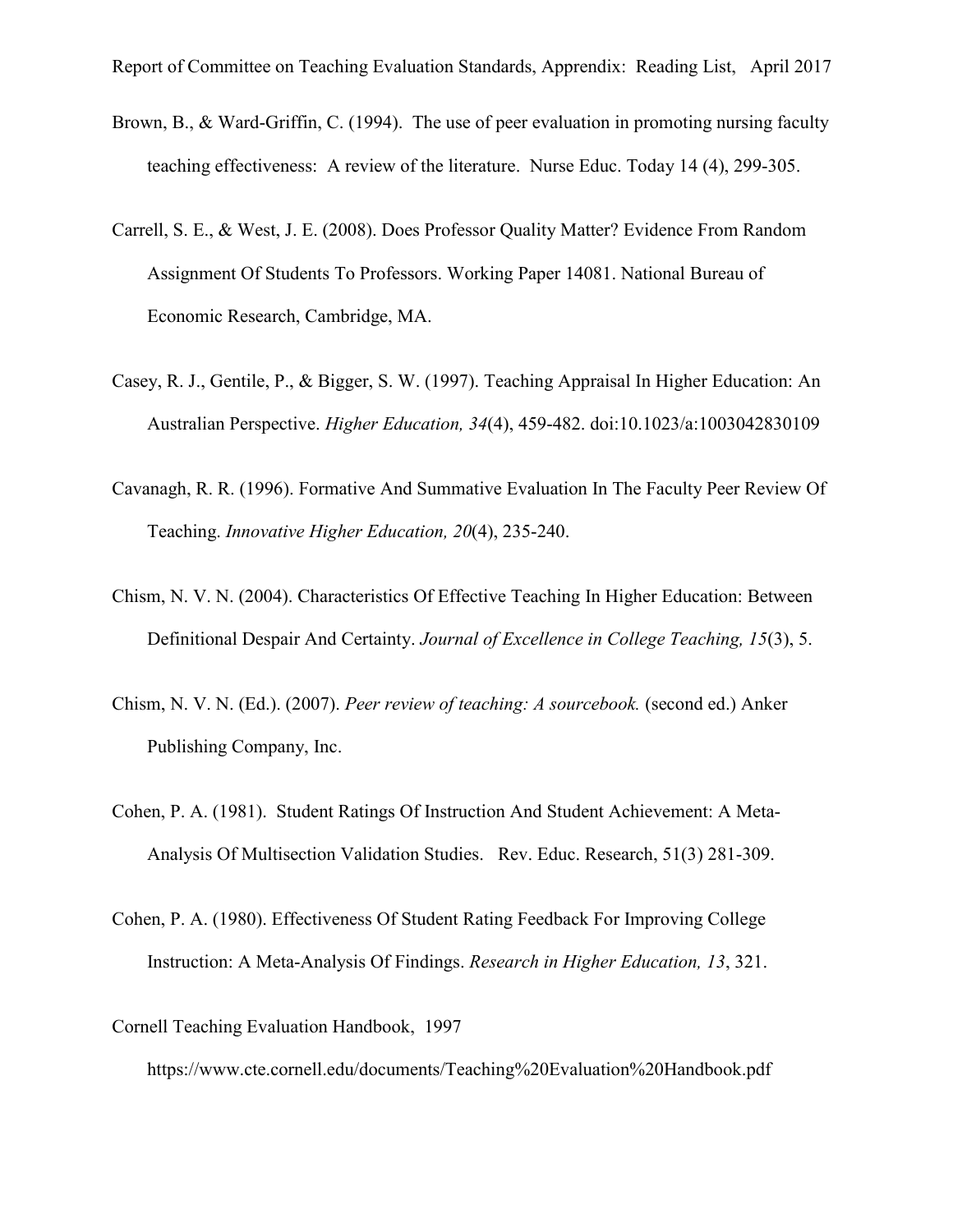Brown, B., & Ward-Griffin, C. (1994). The use of peer evaluation in promoting nursing faculty teaching effectiveness: A review of the literature. Nurse Educ. Today 14 (4), 299-305.

Carrell, S. E., & West, J. E. (2008). Does Professor Quality Matter? Evidence From Random Assignment Of Students To Professors. Working Paper 14081. National Bureau of Economic Research, Cambridge, MA.

Casey, R. J., Gentile, P., & Bigger, S. W. (1997). Teaching Appraisal In Higher Education: An Australian Perspective. *Higher Education, 34*(4), 459-482. doi:10.1023/a:1003042830109

Cavanagh, R. R. (1996). Formative And Summative Evaluation In The Faculty Peer Review Of Teaching. *Innovative Higher Education, 20*(4), 235-240.

Chism, N. V. N. (2004). Characteristics Of Effective Teaching In Higher Education: Between Definitional Despair And Certainty. *Journal of Excellence in College Teaching, 15*(3), 5.

Chism, N. V. N. (Ed.). (2007). *Peer review of teaching: A sourcebook.* (second ed.) Anker Publishing Company, Inc.

Cohen, P. A. (1981). Student Ratings Of Instruction And Student Achievement: A Meta-Analysis Of Multisection Validation Studies. Rev. Educ. Research, 51(3) 281-309.

Cohen, P. A. (1980). Effectiveness Of Student Rating Feedback For Improving College Instruction: A Meta-Analysis Of Findings. *Research in Higher Education, 13*, 321.

Cornell Teaching Evaluation Handbook, 1997

https://www.cte.cornell.edu/documents/Teaching%20Evaluation%20Handbook.pdf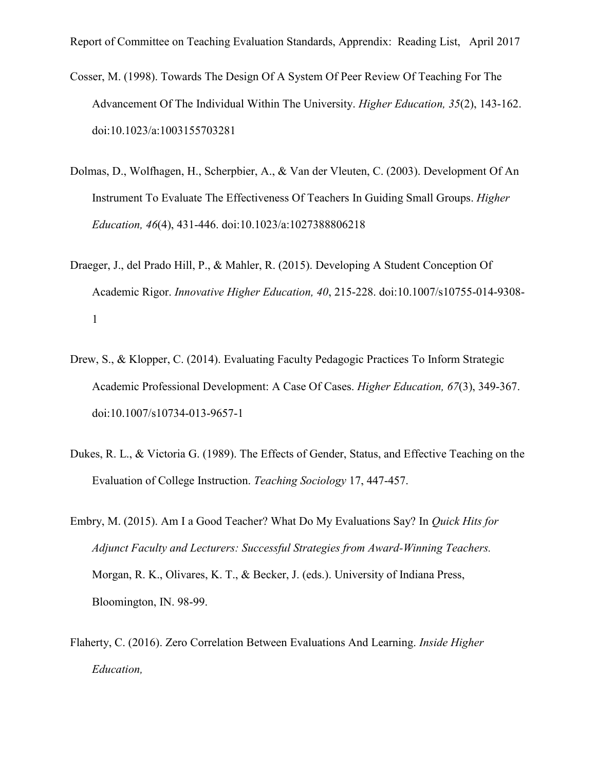Cosser, M. (1998). Towards The Design Of A System Of Peer Review Of Teaching For The Advancement Of The Individual Within The University. *Higher Education, 35*(2), 143-162. doi:10.1023/a:1003155703281

Dolmas, D., Wolfhagen, H., Scherpbier, A., & Van der Vleuten, C. (2003). Development Of An Instrument To Evaluate The Effectiveness Of Teachers In Guiding Small Groups. *Higher Education, 46*(4), 431-446. doi:10.1023/a:1027388806218

Draeger, J., del Prado Hill, P., & Mahler, R. (2015). Developing A Student Conception Of Academic Rigor. *Innovative Higher Education, 40*, 215-228. doi:10.1007/s10755-014-9308-1

Drew, S., & Klopper, C. (2014). Evaluating Faculty Pedagogic Practices To Inform Strategic Academic Professional Development: A Case Of Cases. *Higher Education, 67*(3), 349-367. doi:10.1007/s10734-013-9657-1

Dukes, R. L., & Victoria G. (1989). The Effects of Gender, Status, and Effective Teaching on the Evaluation of College Instruction. *Teaching Sociology* 17, 447-457.

Embry, M. (2015). Am I a Good Teacher? What Do My Evaluations Say? In *Quick Hits for Adjunct Faculty and Lecturers: Successful Strategies from Award-Winning Teachers.* Morgan, R. K., Olivares, K. T., & Becker, J. (eds.). University of Indiana Press, Bloomington, IN. 98-99.

Flaherty, C. (2016). Zero Correlation Between Evaluations And Learning. *Inside Higher Education,*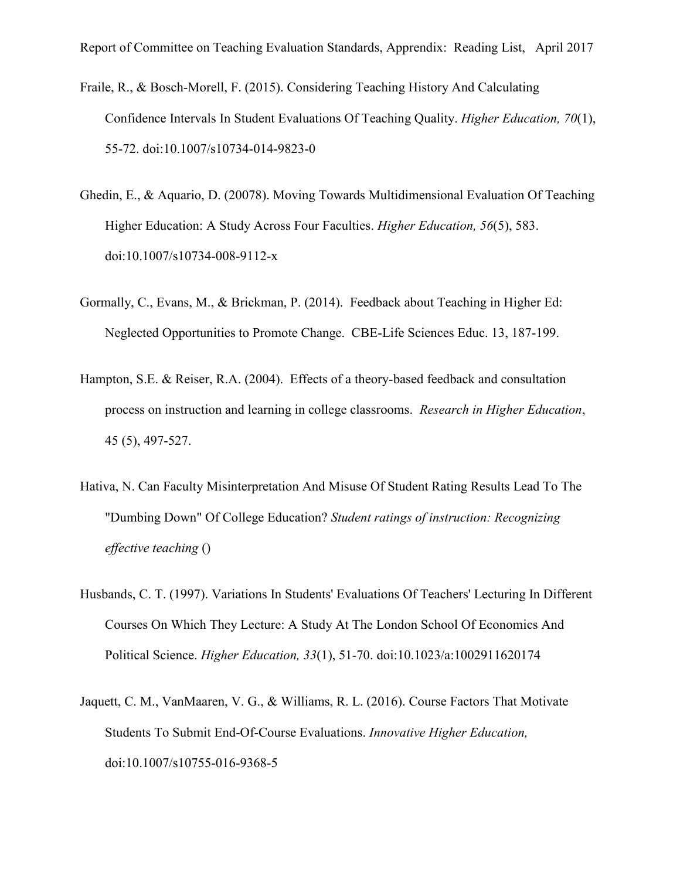Fraile, R., & Bosch-Morell, F. (2015). Considering Teaching History And Calculating Confidence Intervals In Student Evaluations Of Teaching Quality. *Higher Education, 70*(1), 55-72. doi:10.1007/s10734-014-9823-0

Ghedin, E., & Aquario, D. (20078). Moving Towards Multidimensional Evaluation Of Teaching Higher Education: A Study Across Four Faculties. *Higher Education, 56*(5), 583. doi:10.1007/s10734-008-9112-x

Gormally, C., Evans, M., & Brickman, P. (2014). Feedback about Teaching in Higher Ed: Neglected Opportunities to Promote Change. CBE-Life Sciences Educ. 13, 187-199.

Hampton, S.E. & Reiser, R.A. (2004). Effects of a theory-based feedback and consultation process on instruction and learning in college classrooms. *Research in Higher Education*, 45 (5), 497-527.

Hativa, N. Can Faculty Misinterpretation And Misuse Of Student Rating Results Lead To The "Dumbing Down" Of College Education? *Student ratings of instruction: Recognizing effective teaching* ()

Husbands, C. T. (1997). Variations In Students' Evaluations Of Teachers' Lecturing In Different Courses On Which They Lecture: A Study At The London School Of Economics And Political Science. *Higher Education, 33*(1), 51-70. doi:10.1023/a:1002911620174

Jaquett, C. M., VanMaaren, V. G., & Williams, R. L. (2016). Course Factors That Motivate Students To Submit End-Of-Course Evaluations. *Innovative Higher Education,* doi:10.1007/s10755-016-9368-5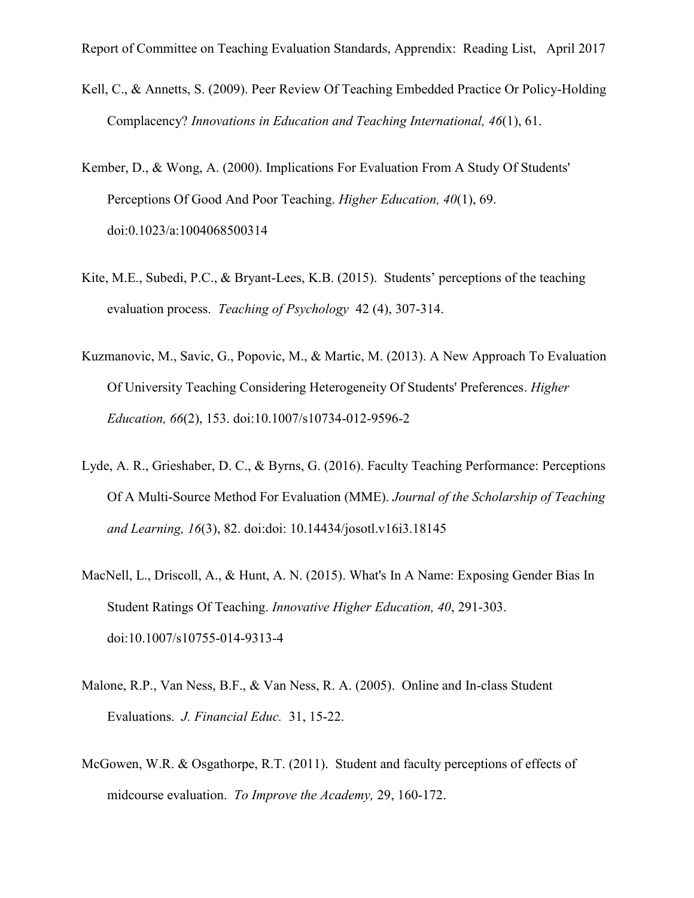Kell, C., & Annetts, S. (2009). Peer Review Of Teaching Embedded Practice Or Policy-Holding Complacency? *Innovations in Education and Teaching International, 46*(1), 61.

Kember, D., & Wong, A. (2000). Implications For Evaluation From A Study Of Students' Perceptions Of Good And Poor Teaching. *Higher Education, 40*(1), 69. doi:0.1023/a:1004068500314

Kite, M.E., Subedi, P.C., & Bryant-Lees, K.B. (2015). Students' perceptions of the teaching evaluation process. *Teaching of Psychology* 42 (4), 307-314.

Kuzmanovic, M., Savic, G., Popovic, M., & Martic, M. (2013). A New Approach To Evaluation Of University Teaching Considering Heterogeneity Of Students' Preferences. *Higher Education, 66*(2), 153. doi:10.1007/s10734-012-9596-2

Lyde, A. R., Grieshaber, D. C., & Byrns, G. (2016). Faculty Teaching Performance: Perceptions Of A Multi-Source Method For Evaluation (MME). *Journal of the Scholarship of Teaching and Learning, 16*(3), 82. doi:doi: 10.14434/josotl.v16i3.18145

MacNell, L., Driscoll, A., & Hunt, A. N. (2015). What's In A Name: Exposing Gender Bias In Student Ratings Of Teaching. *Innovative Higher Education, 40*, 291-303. doi:10.1007/s10755-014-9313-4

Malone, R.P., Van Ness, B.F., & Van Ness, R. A. (2005). Online and In-class Student Evaluations. *J. Financial Educ.* 31, 15-22.

McGowen, W.R. & Osgathorpe, R.T. (2011). Student and faculty perceptions of effects of midcourse evaluation. *To Improve the Academy,* 29, 160-172.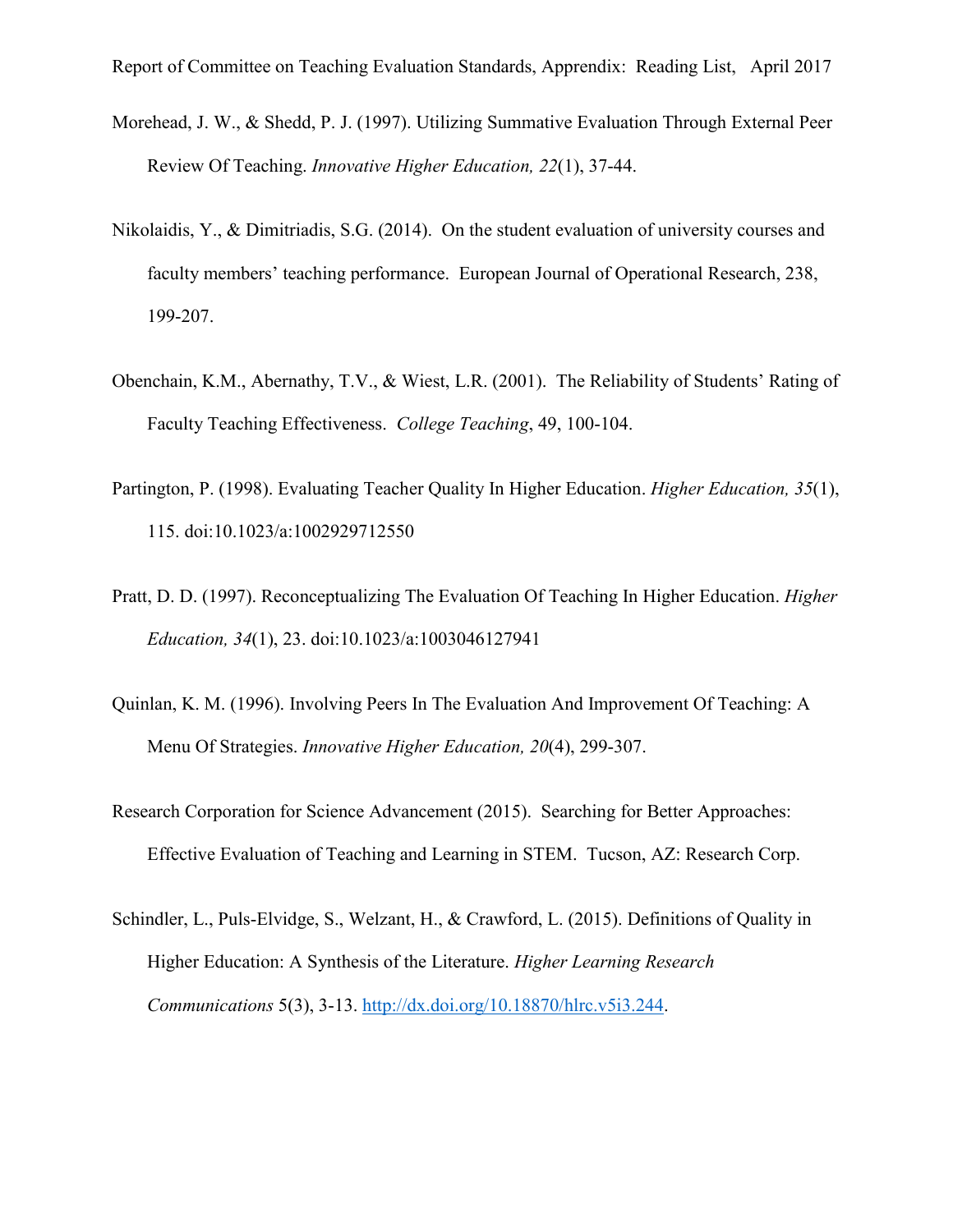Morehead, J. W., & Shedd, P. J. (1997). Utilizing Summative Evaluation Through External Peer Review Of Teaching. *Innovative Higher Education, 22*(1), 37-44.

Nikolaidis, Y., & Dimitriadis, S.G. (2014). On the student evaluation of university courses and faculty members' teaching performance. European Journal of Operational Research, 238, 199-207.

Obenchain, K.M., Abernathy, T.V., & Wiest, L.R. (2001). The Reliability of Students' Rating of Faculty Teaching Effectiveness. *College Teaching*, 49, 100-104.

Partington, P. (1998). Evaluating Teacher Quality In Higher Education. *Higher Education, 35*(1), 115. doi:10.1023/a:1002929712550

Pratt, D. D. (1997). Reconceptualizing The Evaluation Of Teaching In Higher Education. *Higher Education, 34*(1), 23. doi:10.1023/a:1003046127941

Quinlan, K. M. (1996). Involving Peers In The Evaluation And Improvement Of Teaching: A Menu Of Strategies. *Innovative Higher Education, 20*(4), 299-307.

Research Corporation for Science Advancement (2015). Searching for Better Approaches: Effective Evaluation of Teaching and Learning in STEM. Tucson, AZ: Research Corp.

Schindler, L., Puls-Elvidge, S., Welzant, H., & Crawford, L. (2015). Definitions of Quality in Higher Education: A Synthesis of the Literature. *Higher Learning Research Communications* 5(3), 3-13. [http://dx.doi.org/10.18870/hlrc.v5i3.244](http://dx.doi.org/10.18870/hlrc.v5i3.244).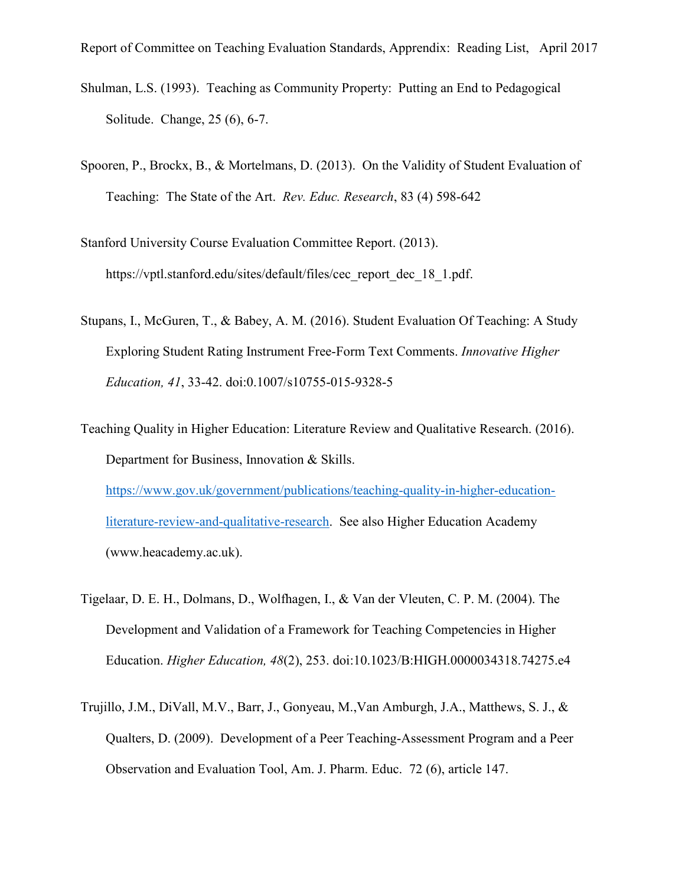Shulman, L.S. (1993). Teaching as Community Property: Putting an End to Pedagogical Solitude. Change, 25 (6), 6-7.

Spooren, P., Brockx, B., & Mortelmans, D. (2013). On the Validity of Student Evaluation of Teaching: The State of the Art. *Rev. Educ. Research*, 83 (4) 598-642

Stanford University Course Evaluation Committee Report. (2013). https://vptl.stanford.edu/sites/default/files/cec_report_dec_18_1.pdf.

Stupans, I., McGuren, T., & Babey, A. M. (2016). Student Evaluation Of Teaching: A Study Exploring Student Rating Instrument Free-Form Text Comments. *Innovative Higher Education, 41*, 33-42. doi:0.1007/s10755-015-9328-5

Teaching Quality in Higher Education: Literature Review and Qualitative Research. (2016). Department for Business, Innovation & Skills. https://www.gov.uk/government/publications/teaching-quality-in-higher-education-literature-review-and-qualitative-research. See also Higher Education Academy (www.heacademy.ac.uk).

Tigelaar, D. E. H., Dolmans, D., Wolfhagen, I., & Van der Vleuten, C. P. M. (2004). The Development and Validation of a Framework for Teaching Competencies in Higher Education. *Higher Education, 48*(2), 253. doi:10.1023/B:HIGH.0000034318.74275.e4

Trujillo, J.M., DiVall, M.V., Barr, J., Gonyeau, M.,Van Amburgh, J.A., Matthews, S. J., & Qualters, D. (2009). Development of a Peer Teaching-Assessment Program and a Peer Observation and Evaluation Tool, Am. J. Pharm. Educ. 72 (6), article 147.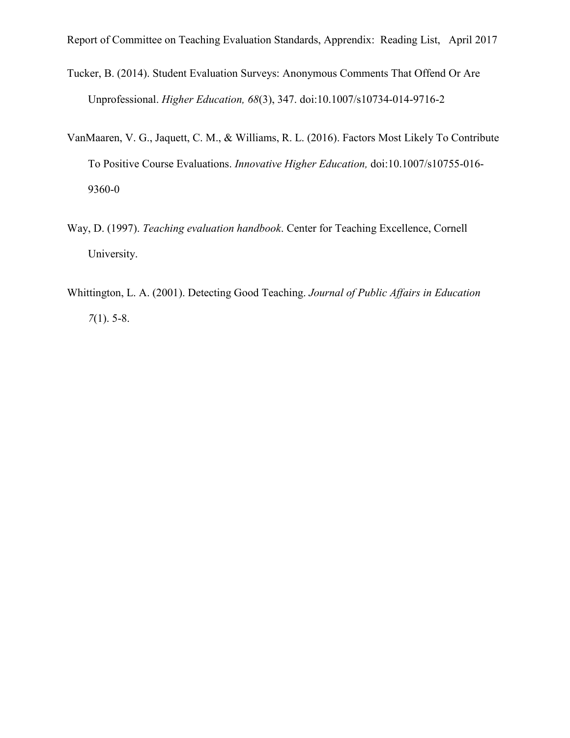Tucker, B. (2014). Student Evaluation Surveys: Anonymous Comments That Offend Or Are Unprofessional. *Higher Education, 68*(3), 347. doi:10.1007/s10734-014-9716-2

VanMaaren, V. G., Jaquett, C. M., & Williams, R. L. (2016). Factors Most Likely To Contribute To Positive Course Evaluations. *Innovative Higher Education,* doi:10.1007/s10755-016-9360-0

Way, D. (1997). *Teaching evaluation handbook*. Center for Teaching Excellence, Cornell University.

Whittington, L. A. (2001). Detecting Good Teaching. *Journal of Public Affairs in Education 7*(1). 5-8.